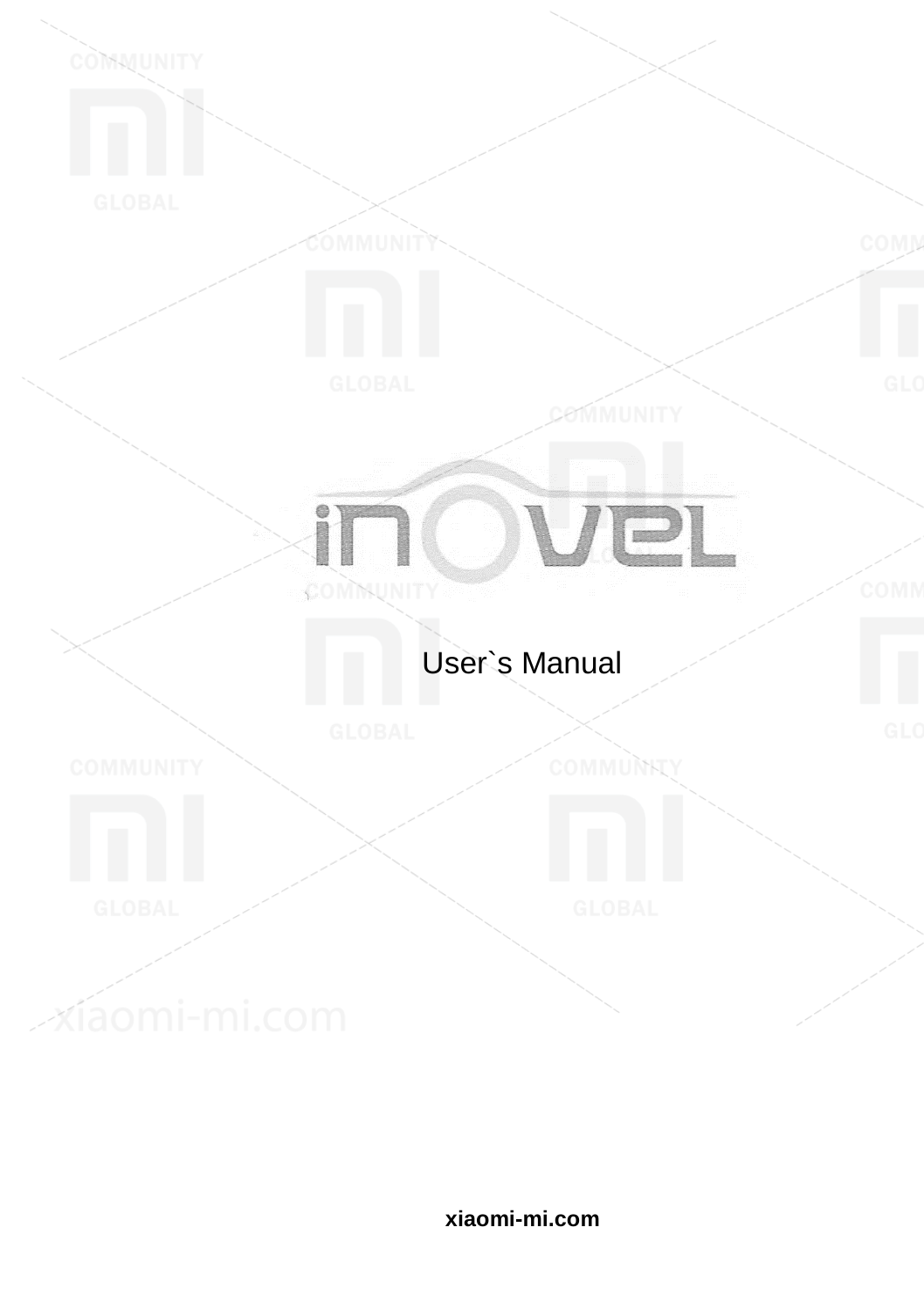# iNOVEL

User`s Manual

xiaomi-mi.com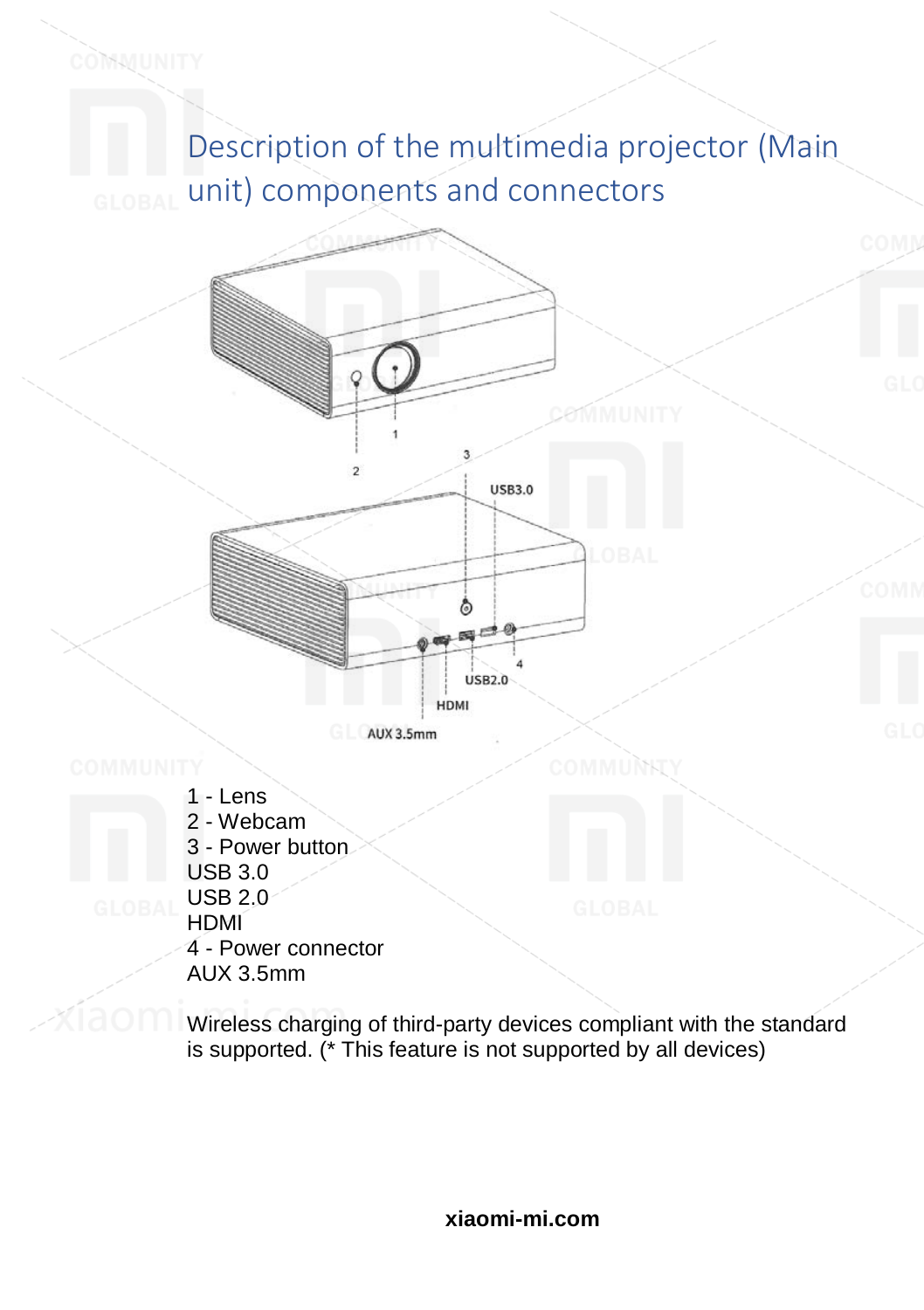# Description of the multimedia projector (Main unit) components and connectors

1 - Lens
2 - Webcam
3 - Power button
USB 3.0
USB 2.0
HDMI
4 - Power connector
AUX 3.5mm

Wireless charging of third-party devices compliant with the standard is supported. (* This feature is not supported by all devices)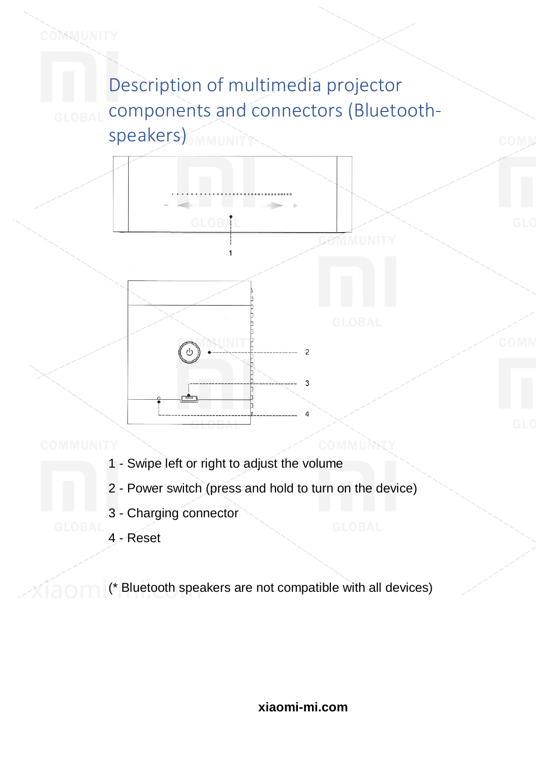# Description of multimedia projector components and connectors (Bluetooth-speakers)

1 - Swipe left or right to adjust the volume

2 - Power switch (press and hold to turn on the device)

3 - Charging connector

4 - Reset

(* Bluetooth speakers are not compatible with all devices)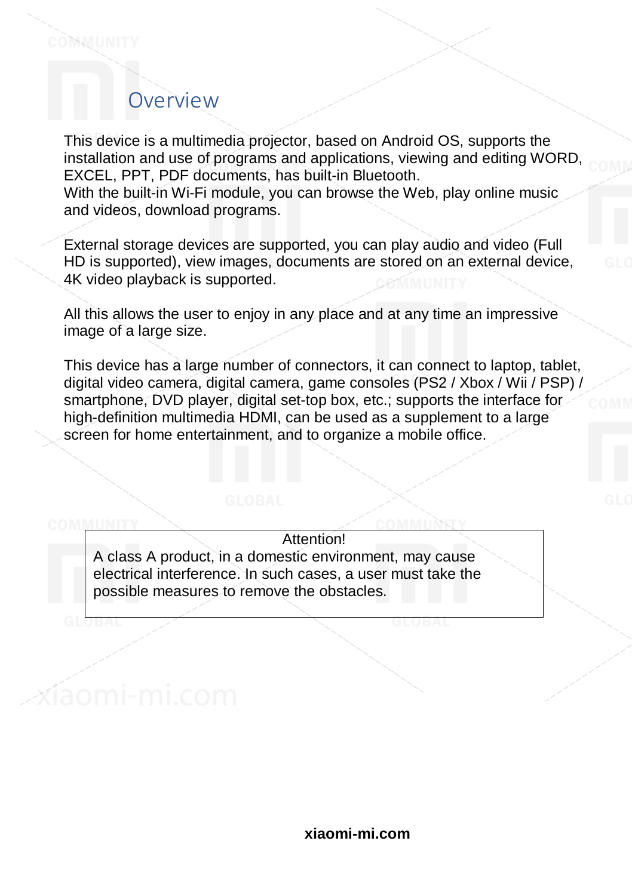## Overview

This device is a multimedia projector, based on Android OS, supports the installation and use of programs and applications, viewing and editing WORD, EXCEL, PPT, PDF documents, has built-in Bluetooth.
With the built-in Wi-Fi module, you can browse the Web, play online music and videos, download programs.

External storage devices are supported, you can play audio and video (Full HD is supported), view images, documents are stored on an external device, 4K video playback is supported.

All this allows the user to enjoy in any place and at any time an impressive image of a large size.

This device has a large number of connectors, it can connect to laptop, tablet, digital video camera, digital camera, game consoles (PS2 / Xbox / Wii / PSP) / smartphone, DVD player, digital set-top box, etc.; supports the interface for high-definition multimedia HDMI, can be used as a supplement to a large screen for home entertainment, and to organize a mobile office.

> Attention!
> A class A product, in a domestic environment, may cause electrical interference. In such cases, a user must take the possible measures to remove the obstacles.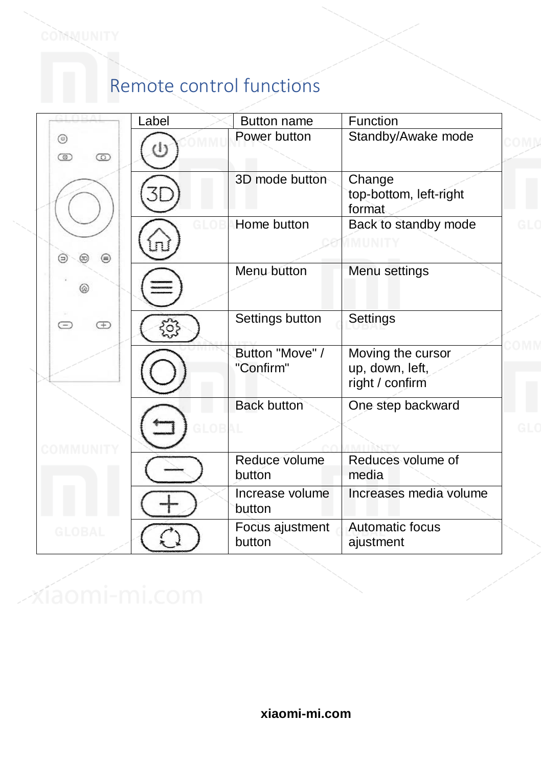## Remote control functions

| Label | Button name | Function |
|---|---|---|
| | Power button | Standby/Awake mode |
| | 3D mode button | Change top-bottom, left-right format |
| | Home button | Back to standby mode |
| | Menu button | Menu settings |
| | Settings button | Settings |
| | Button "Move" / "Confirm" | Moving the cursor up, down, left, right / confirm |
| | Back button | One step backward |
| | Reduce volume button | Reduces volume of media |
| | Increase volume button | Increases media volume |
| | Focus ajustment button | Automatic focus ajustment |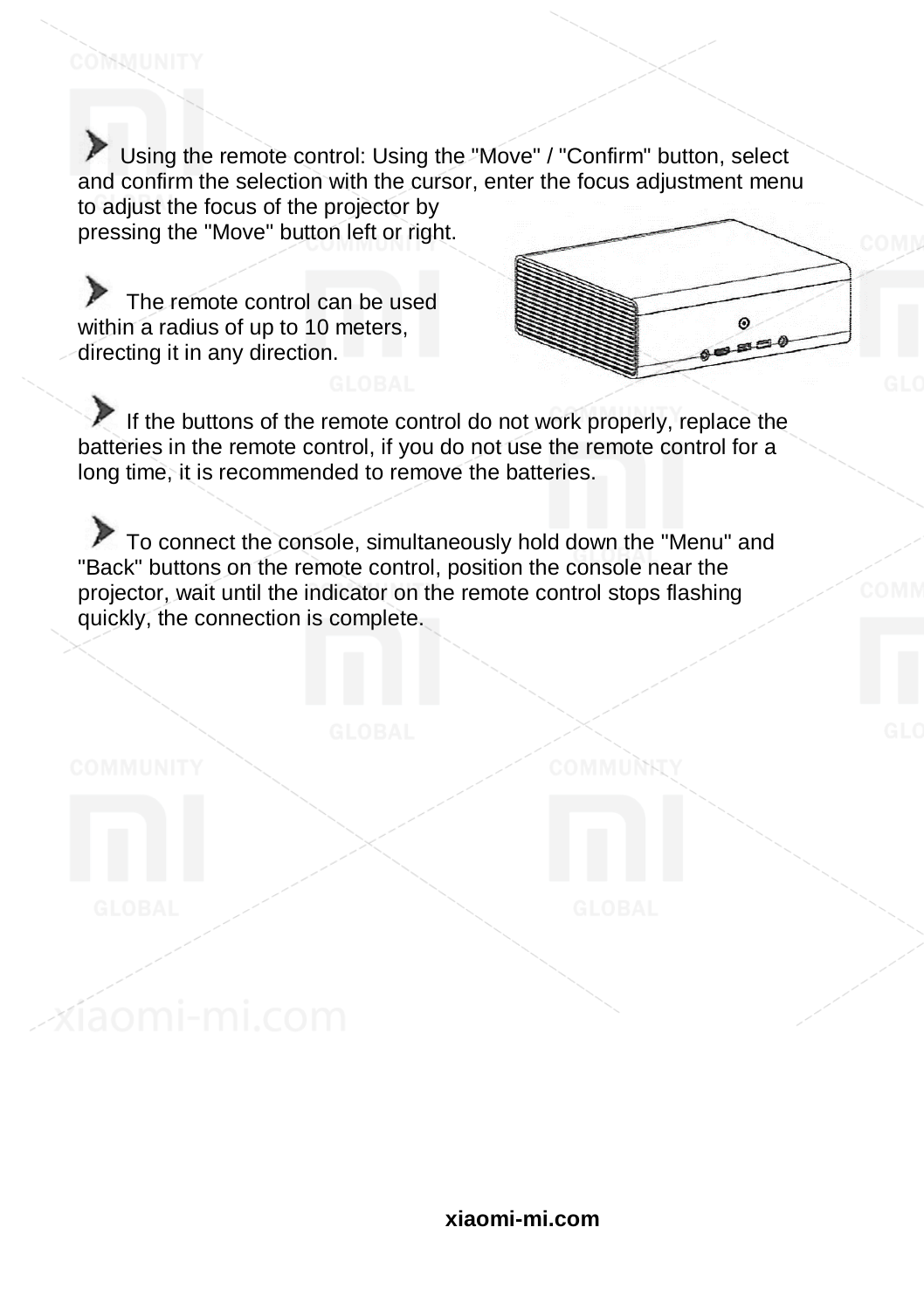- Using the remote control: Using the "Move" / "Confirm" button, select and confirm the selection with the cursor, enter the focus adjustment menu to adjust the focus of the projector by pressing the "Move" button left or right.

- The remote control can be used within a radius of up to 10 meters, directing it in any direction.

- If the buttons of the remote control do not work properly, replace the batteries in the remote control, if you do not use the remote control for a long time, it is recommended to remove the batteries.

- To connect the console, simultaneously hold down the "Menu" and "Back" buttons on the remote control, position the console near the projector, wait until the indicator on the remote control stops flashing quickly, the connection is complete.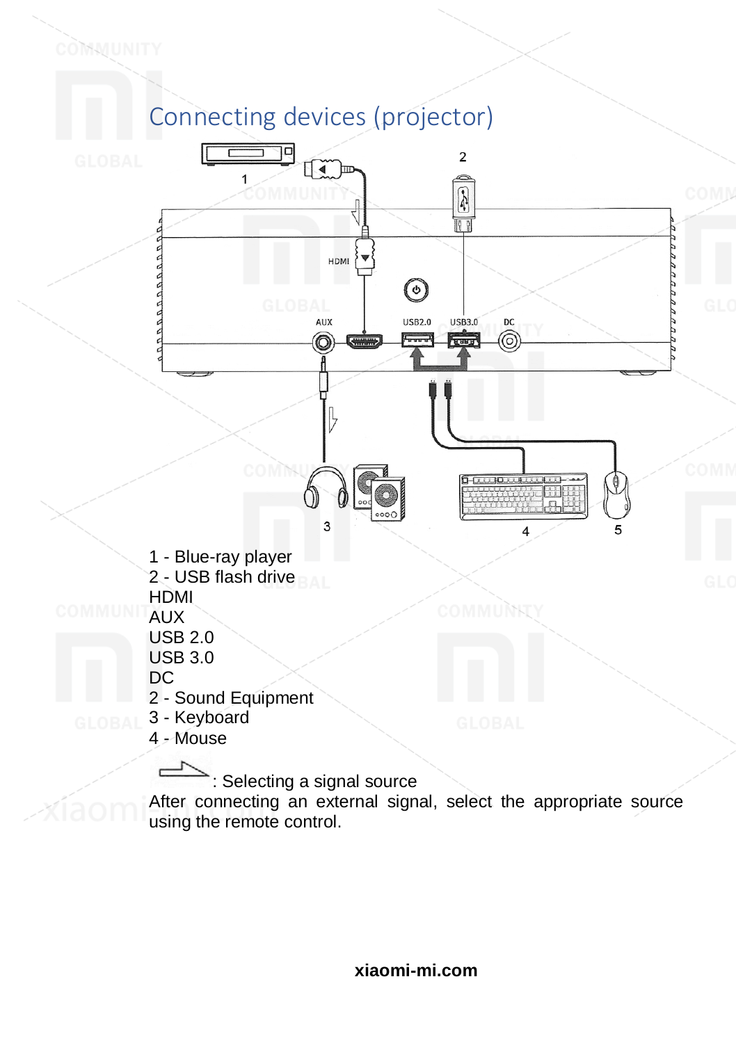## Connecting devices (projector)

1 - Blue-ray player
2 - USB flash drive
HDMI
AUX
USB 2.0
USB 3.0
DC
2 - Sound Equipment
3 - Keyboard
4 - Mouse

: Selecting a signal source
After connecting an external signal, select the appropriate source using the remote control.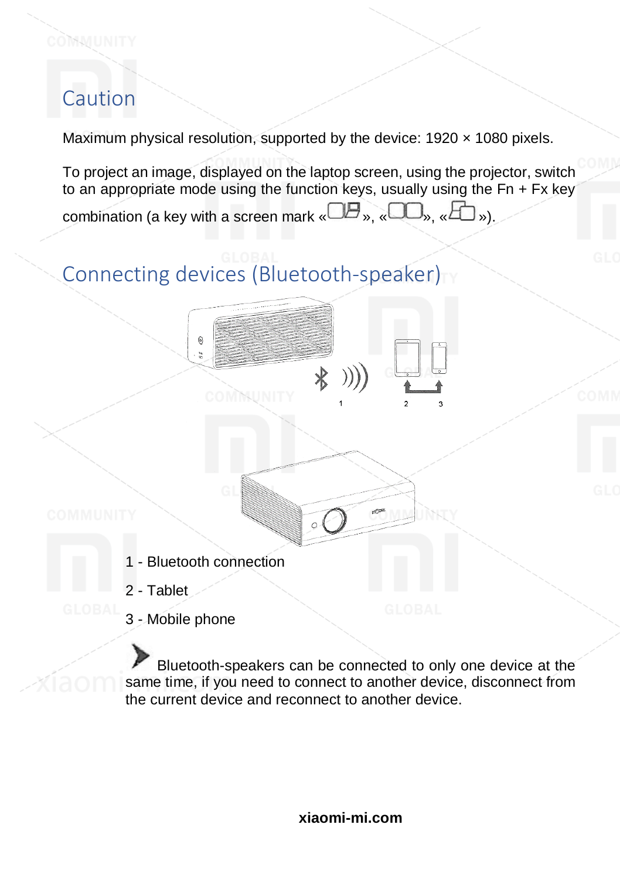## Caution

Maximum physical resolution, supported by the device: 1920 × 1080 pixels.

To project an image, displayed on the laptop screen, using the projector, switch to an appropriate mode using the function keys, usually using the Fn + Fx key combination (a key with a screen mark «», «», «»).

## Connecting devices (Bluetooth-speaker)

1 - Bluetooth connection

2 - Tablet

3 - Mobile phone

Bluetooth-speakers can be connected to only one device at the same time, if you need to connect to another device, disconnect from the current device and reconnect to another device.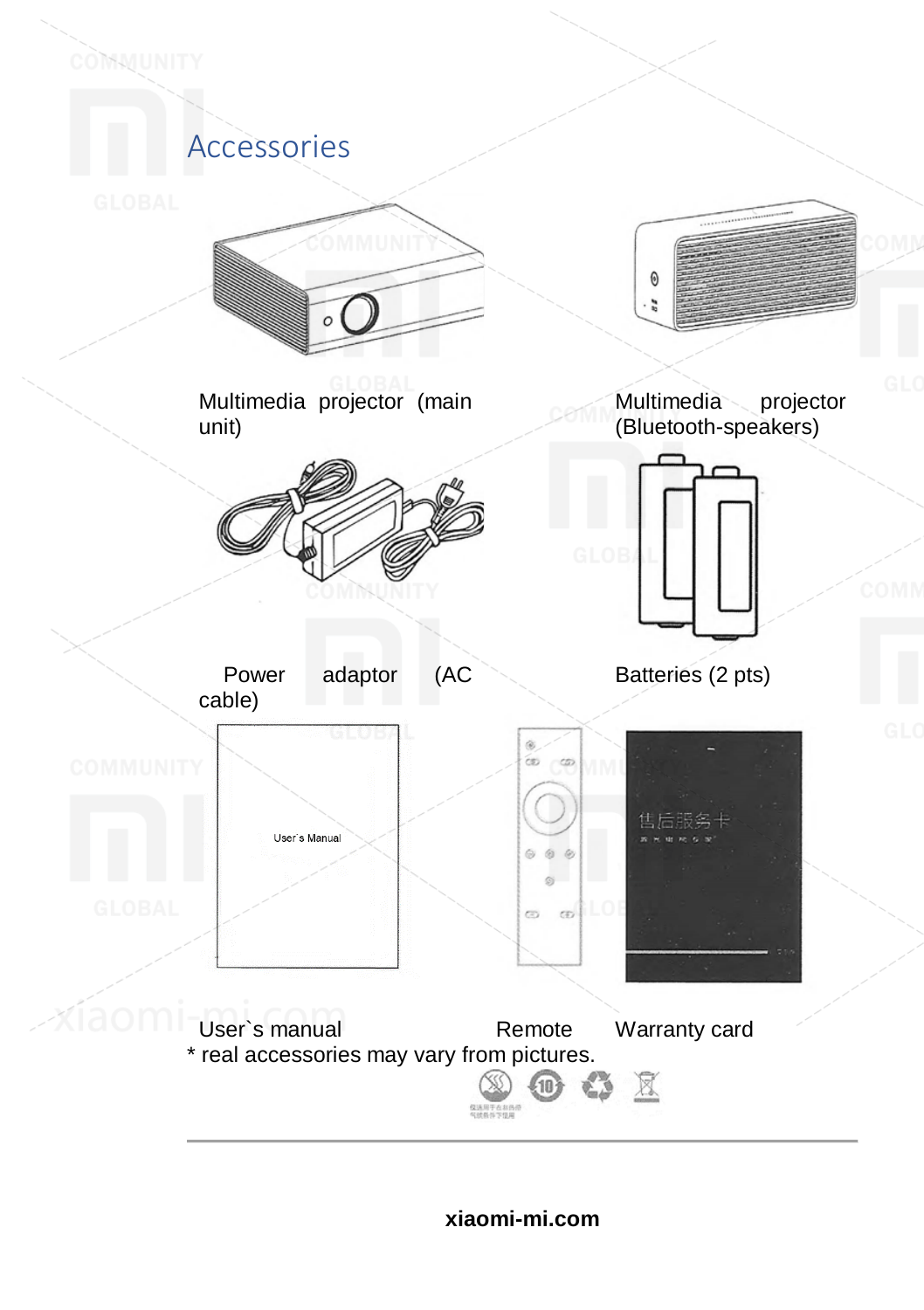# Accessories

Multimedia projector (main unit)

Multimedia projector (Bluetooth-speakers)

Power adaptor (AC cable)

Batteries (2 pts)

User`s manual

Remote

Warranty card

* real accessories may vary from pictures.